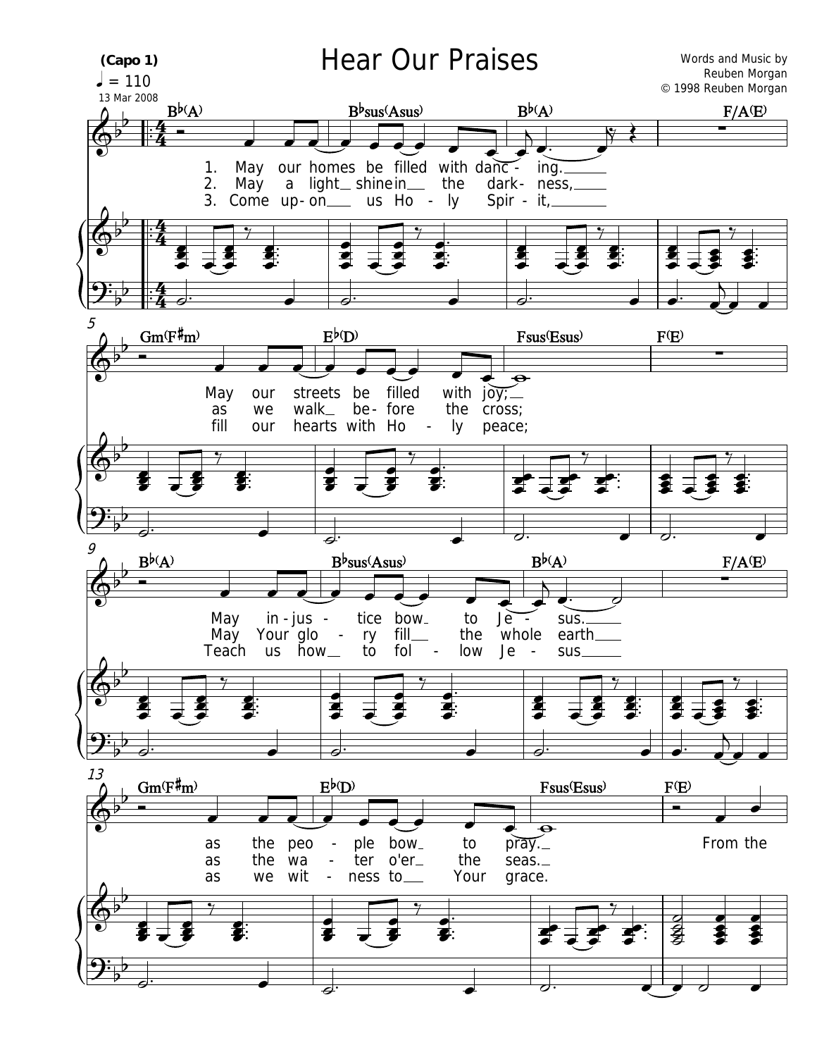# Hear Our Praises

(Capo 1)

♩ = 110

13 Mar 2008

Words and Music by
Reuben Morgan
© 1998 Reuben Morgan

B♭(A) B♭sus(Asus) B♭(A) F/A(E)

1. May our homes be filled with danc - ing.
2. May a light shine in the dark - ness,
3. Come up - on us Ho - ly Spir - it,

Gm(F♯m) E♭(D) Fsus(Esus) F(E)

May our streets be filled with joy;
as we walk be - fore the cross;
fill our hearts with Ho - ly peace;

B♭(A) B♭sus(Asus) B♭(A) F/A(E)

May in - jus - tice bow to Je - sus.
May Your glo - ry fill the whole earth
Teach us how to fol - low Je - sus

Gm(F♯m) E♭(D) Fsus(Esus) F(E)

as the peo - ple bow to pray. From the
as the wa - ter o'er the seas.
as we wit - ness to Your grace.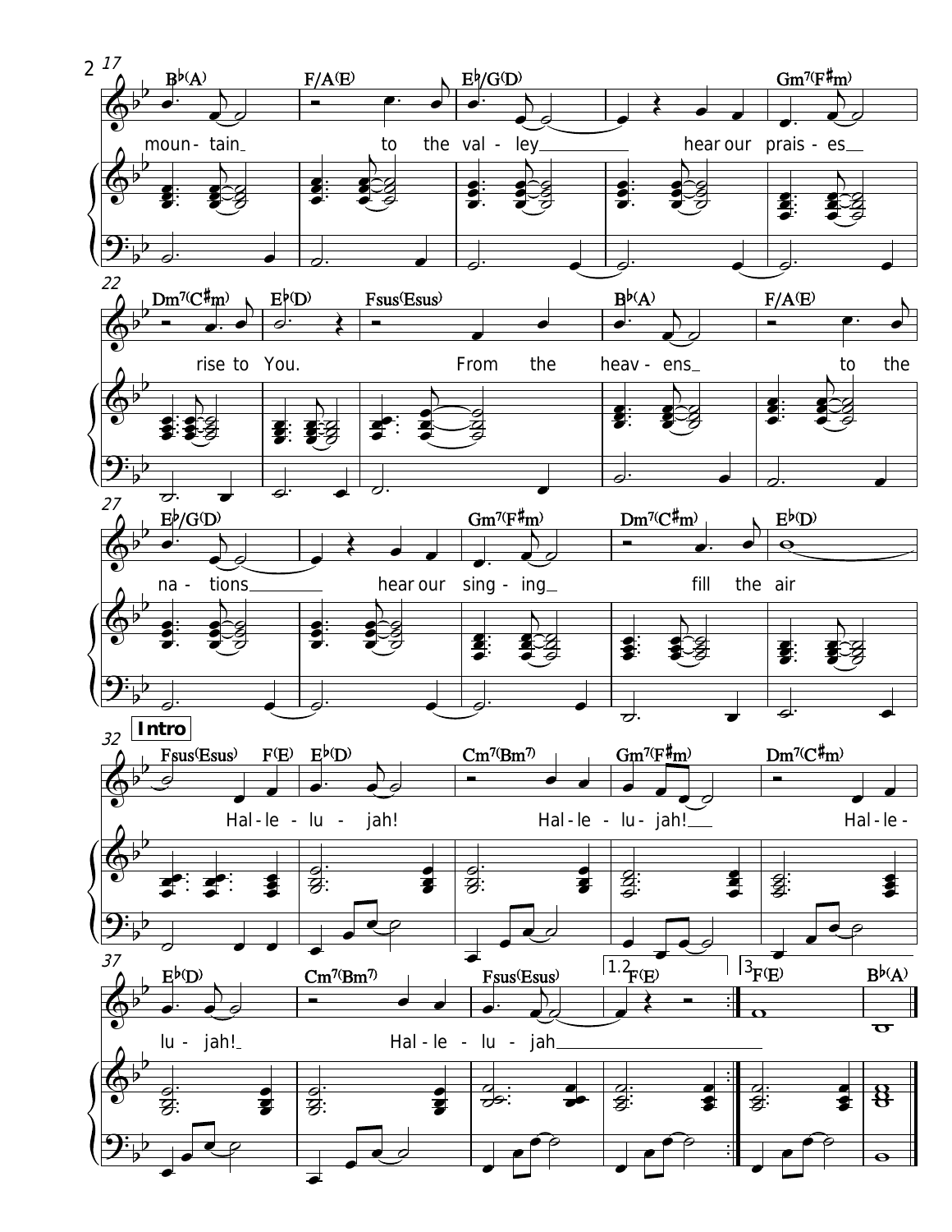17

B♭(A) F/A(E) E♭/G(D) Gm7(F♯m)

moun - tain to the val - ley hear our prais - es

22

Dm7(C♯m) E♭(D) Fsus(Esus) B♭(A) F/A(E)

rise to You. From the heav - ens to the

27

E♭/G(D) Gm7(F♯m) Dm7(C♯m) E♭(D)

na - tions hear our sing - ing fill the air

32

**Intro**

Fsus(Esus) F(E) E♭(D) Cm7(Bm7) Gm7(F♯m) Dm7(C♯m)

Hal - le - lu - jah! Hal - le - lu - jah! Hal - le -

37

E♭(D) Cm7(Bm7) Fsus(Esus) 1.2. F(E) 3. F(E) B♭(A)

lu - jah! Hal - le - lu - jah